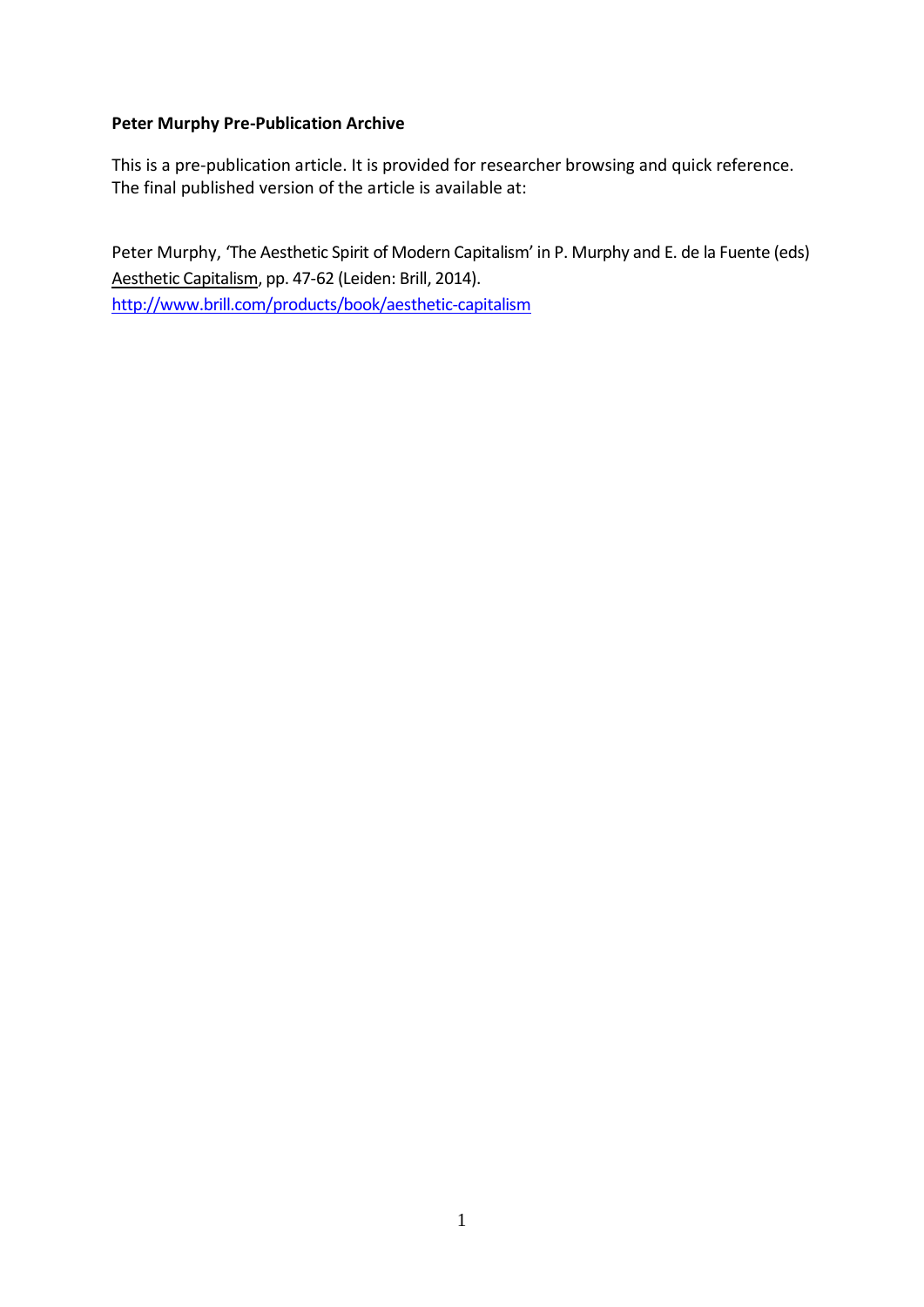**Peter Murphy Pre-Publication Archive**

This is a pre-publication article. It is provided for researcher browsing and quick reference. The final published version of the article is available at:

Peter Murphy, 'The Aesthetic Spirit of Modern Capitalism' in P. Murphy and E. de la Fuente (eds) Aesthetic Capitalism, pp. 47-62 (Leiden: Brill, 2014).
http://www.brill.com/products/book/aesthetic-capitalism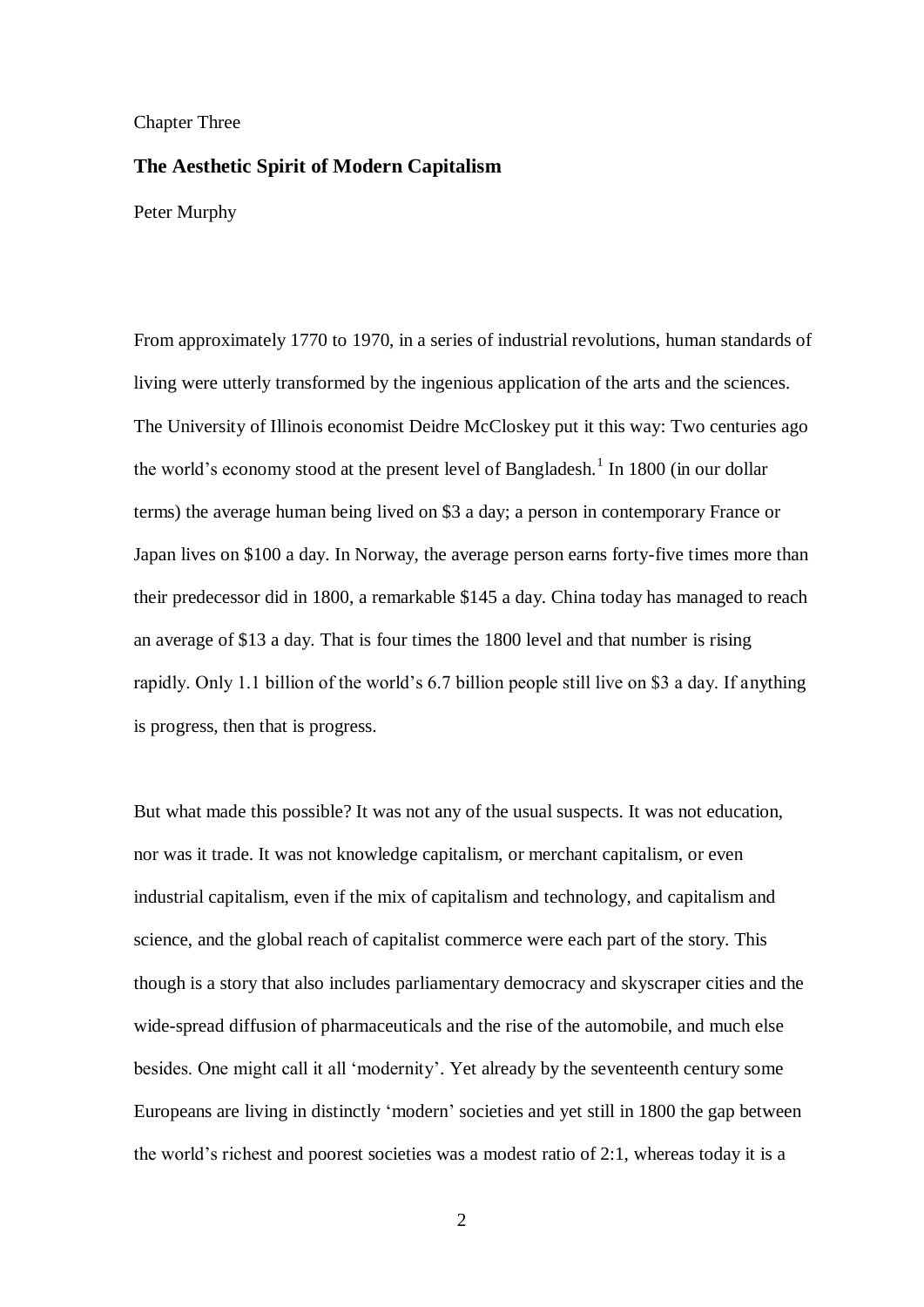Chapter Three

## The Aesthetic Spirit of Modern Capitalism

Peter Murphy

From approximately 1770 to 1970, in a series of industrial revolutions, human standards of living were utterly transformed by the ingenious application of the arts and the sciences. The University of Illinois economist Deidre McCloskey put it this way: Two centuries ago the world's economy stood at the present level of Bangladesh.[1] In 1800 (in our dollar terms) the average human being lived on $3 a day; a person in contemporary France or Japan lives on $100 a day. In Norway, the average person earns forty-five times more than their predecessor did in 1800, a remarkable $145 a day. China today has managed to reach an average of $13 a day. That is four times the 1800 level and that number is rising rapidly. Only 1.1 billion of the world's 6.7 billion people still live on $3 a day. If anything is progress, then that is progress.

But what made this possible? It was not any of the usual suspects. It was not education, nor was it trade. It was not knowledge capitalism, or merchant capitalism, or even industrial capitalism, even if the mix of capitalism and technology, and capitalism and science, and the global reach of capitalist commerce were each part of the story. This though is a story that also includes parliamentary democracy and skyscraper cities and the wide-spread diffusion of pharmaceuticals and the rise of the automobile, and much else besides. One might call it all 'modernity'. Yet already by the seventeenth century some Europeans are living in distinctly 'modern' societies and yet still in 1800 the gap between the world's richest and poorest societies was a modest ratio of 2:1, whereas today it is a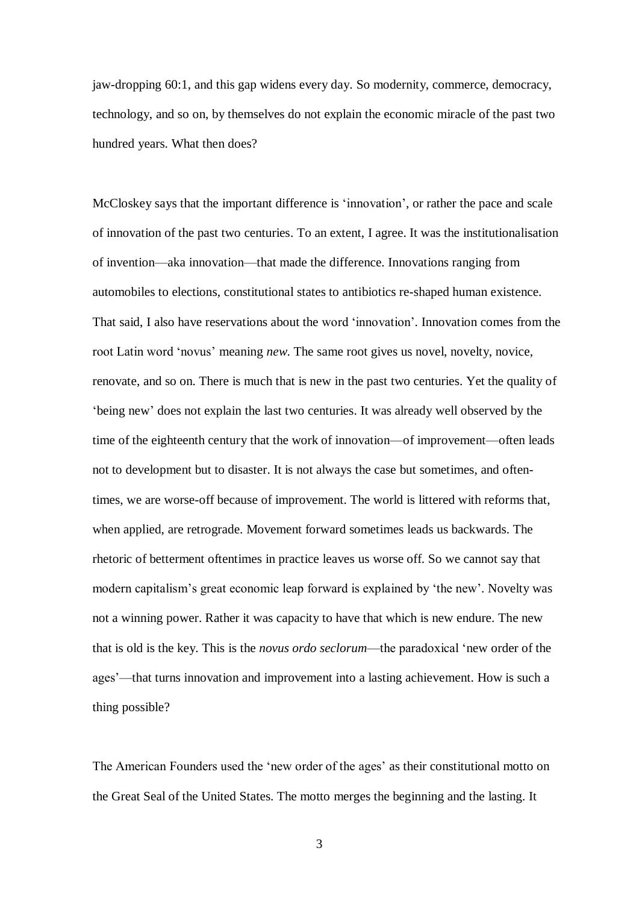jaw-dropping 60:1, and this gap widens every day. So modernity, commerce, democracy, technology, and so on, by themselves do not explain the economic miracle of the past two hundred years. What then does?

McCloskey says that the important difference is 'innovation', or rather the pace and scale of innovation of the past two centuries. To an extent, I agree. It was the institutionalisation of invention—aka innovation—that made the difference. Innovations ranging from automobiles to elections, constitutional states to antibiotics re-shaped human existence. That said, I also have reservations about the word 'innovation'. Innovation comes from the root Latin word 'novus' meaning *new*. The same root gives us novel, novelty, novice, renovate, and so on. There is much that is new in the past two centuries. Yet the quality of 'being new' does not explain the last two centuries. It was already well observed by the time of the eighteenth century that the work of innovation—of improvement—often leads not to development but to disaster. It is not always the case but sometimes, and oftentimes, we are worse-off because of improvement. The world is littered with reforms that, when applied, are retrograde. Movement forward sometimes leads us backwards. The rhetoric of betterment oftentimes in practice leaves us worse off. So we cannot say that modern capitalism's great economic leap forward is explained by 'the new'. Novelty was not a winning power. Rather it was capacity to have that which is new endure. The new that is old is the key. This is the *novus ordo seclorum*—the paradoxical 'new order of the ages'—that turns innovation and improvement into a lasting achievement. How is such a thing possible?

The American Founders used the 'new order of the ages' as their constitutional motto on the Great Seal of the United States. The motto merges the beginning and the lasting. It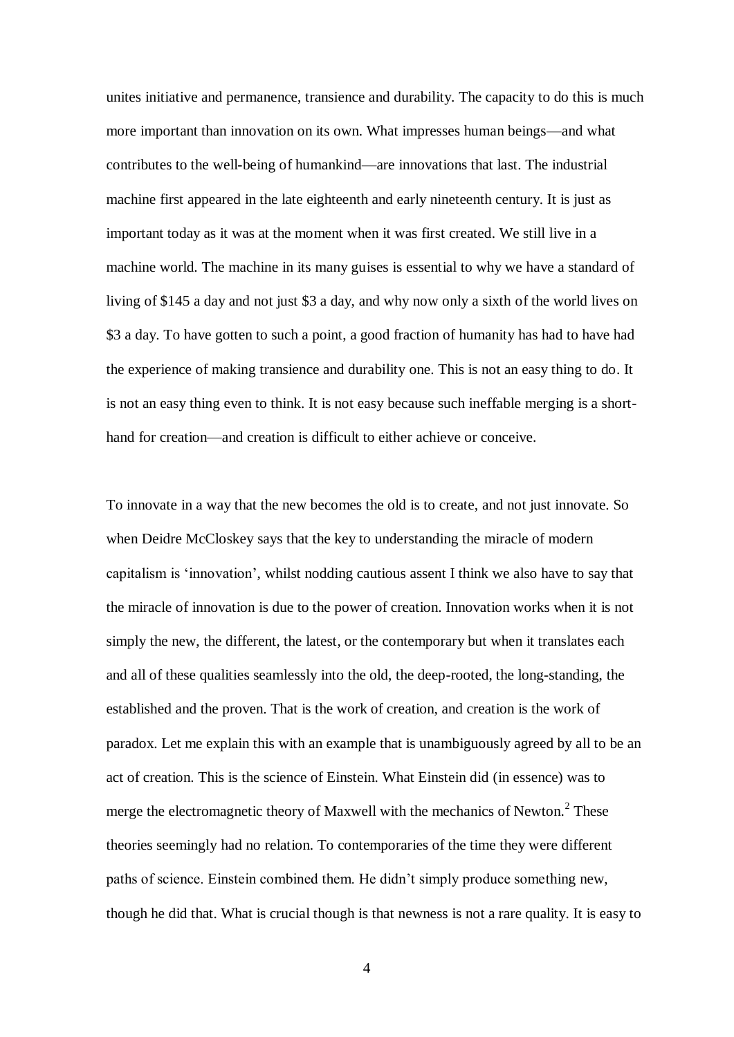unites initiative and permanence, transience and durability. The capacity to do this is much more important than innovation on its own. What impresses human beings—and what contributes to the well-being of humankind—are innovations that last. The industrial machine first appeared in the late eighteenth and early nineteenth century. It is just as important today as it was at the moment when it was first created. We still live in a machine world. The machine in its many guises is essential to why we have a standard of living of $145 a day and not just $3 a day, and why now only a sixth of the world lives on $3 a day. To have gotten to such a point, a good fraction of humanity has had to have had the experience of making transience and durability one. This is not an easy thing to do. It is not an easy thing even to think. It is not easy because such ineffable merging is a short-hand for creation—and creation is difficult to either achieve or conceive.

To innovate in a way that the new becomes the old is to create, and not just innovate. So when Deidre McCloskey says that the key to understanding the miracle of modern capitalism is 'innovation', whilst nodding cautious assent I think we also have to say that the miracle of innovation is due to the power of creation. Innovation works when it is not simply the new, the different, the latest, or the contemporary but when it translates each and all of these qualities seamlessly into the old, the deep-rooted, the long-standing, the established and the proven. That is the work of creation, and creation is the work of paradox. Let me explain this with an example that is unambiguously agreed by all to be an act of creation. This is the science of Einstein. What Einstein did (in essence) was to merge the electromagnetic theory of Maxwell with the mechanics of Newton.[2] These theories seemingly had no relation. To contemporaries of the time they were different paths of science. Einstein combined them. He didn't simply produce something new, though he did that. What is crucial though is that newness is not a rare quality. It is easy to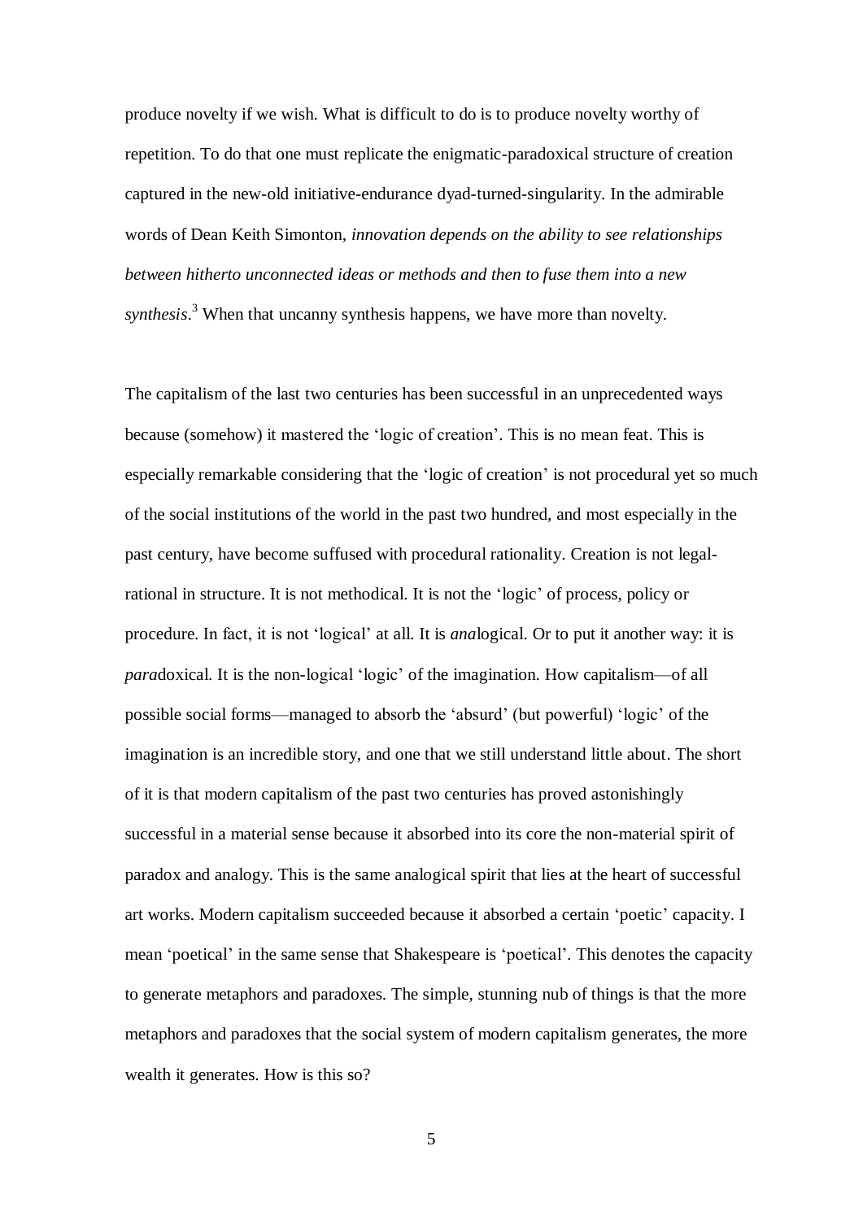produce novelty if we wish. What is difficult to do is to produce novelty worthy of repetition. To do that one must replicate the enigmatic-paradoxical structure of creation captured in the new-old initiative-endurance dyad-turned-singularity. In the admirable words of Dean Keith Simonton, *innovation depends on the ability to see relationships between hitherto unconnected ideas or methods and then to fuse them into a new synthesis*.[3] When that uncanny synthesis happens, we have more than novelty.

The capitalism of the last two centuries has been successful in an unprecedented ways because (somehow) it mastered the 'logic of creation'. This is no mean feat. This is especially remarkable considering that the 'logic of creation' is not procedural yet so much of the social institutions of the world in the past two hundred, and most especially in the past century, have become suffused with procedural rationality. Creation is not legal-rational in structure. It is not methodical. It is not the 'logic' of process, policy or procedure. In fact, it is not 'logical' at all. It is *ana*logical. Or to put it another way: it is *para*doxical. It is the non-logical 'logic' of the imagination. How capitalism—of all possible social forms—managed to absorb the 'absurd' (but powerful) 'logic' of the imagination is an incredible story, and one that we still understand little about. The short of it is that modern capitalism of the past two centuries has proved astonishingly successful in a material sense because it absorbed into its core the non-material spirit of paradox and analogy. This is the same analogical spirit that lies at the heart of successful art works. Modern capitalism succeeded because it absorbed a certain 'poetic' capacity. I mean 'poetical' in the same sense that Shakespeare is 'poetical'. This denotes the capacity to generate metaphors and paradoxes. The simple, stunning nub of things is that the more metaphors and paradoxes that the social system of modern capitalism generates, the more wealth it generates. How is this so?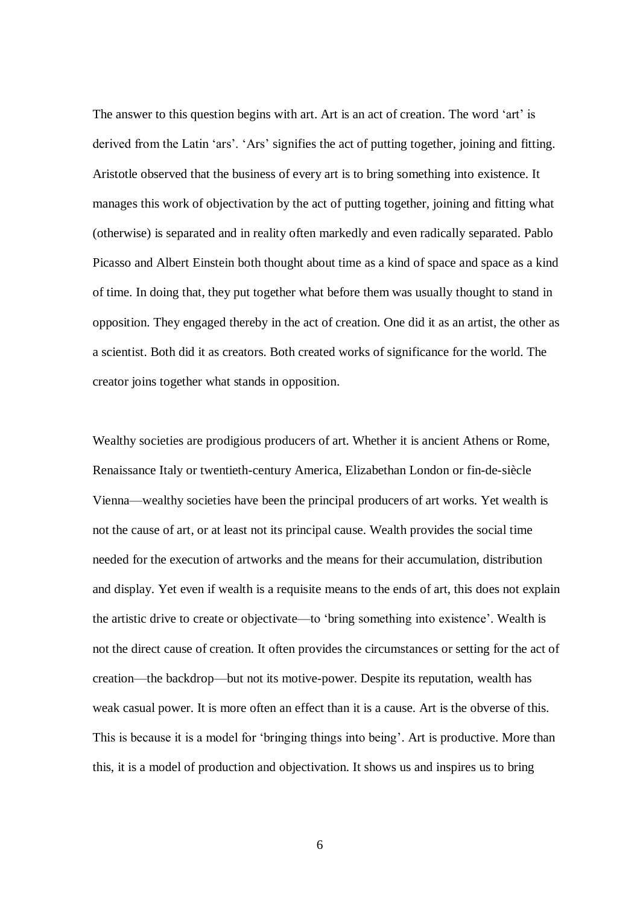The answer to this question begins with art. Art is an act of creation. The word 'art' is derived from the Latin 'ars'. 'Ars' signifies the act of putting together, joining and fitting. Aristotle observed that the business of every art is to bring something into existence. It manages this work of objectivation by the act of putting together, joining and fitting what (otherwise) is separated and in reality often markedly and even radically separated. Pablo Picasso and Albert Einstein both thought about time as a kind of space and space as a kind of time. In doing that, they put together what before them was usually thought to stand in opposition. They engaged thereby in the act of creation. One did it as an artist, the other as a scientist. Both did it as creators. Both created works of significance for the world. The creator joins together what stands in opposition.

Wealthy societies are prodigious producers of art. Whether it is ancient Athens or Rome, Renaissance Italy or twentieth-century America, Elizabethan London or fin-de-siècle Vienna—wealthy societies have been the principal producers of art works. Yet wealth is not the cause of art, or at least not its principal cause. Wealth provides the social time needed for the execution of artworks and the means for their accumulation, distribution and display. Yet even if wealth is a requisite means to the ends of art, this does not explain the artistic drive to create or objectivate—to 'bring something into existence'. Wealth is not the direct cause of creation. It often provides the circumstances or setting for the act of creation—the backdrop—but not its motive-power. Despite its reputation, wealth has weak casual power. It is more often an effect than it is a cause. Art is the obverse of this. This is because it is a model for 'bringing things into being'. Art is productive. More than this, it is a model of production and objectivation. It shows us and inspires us to bring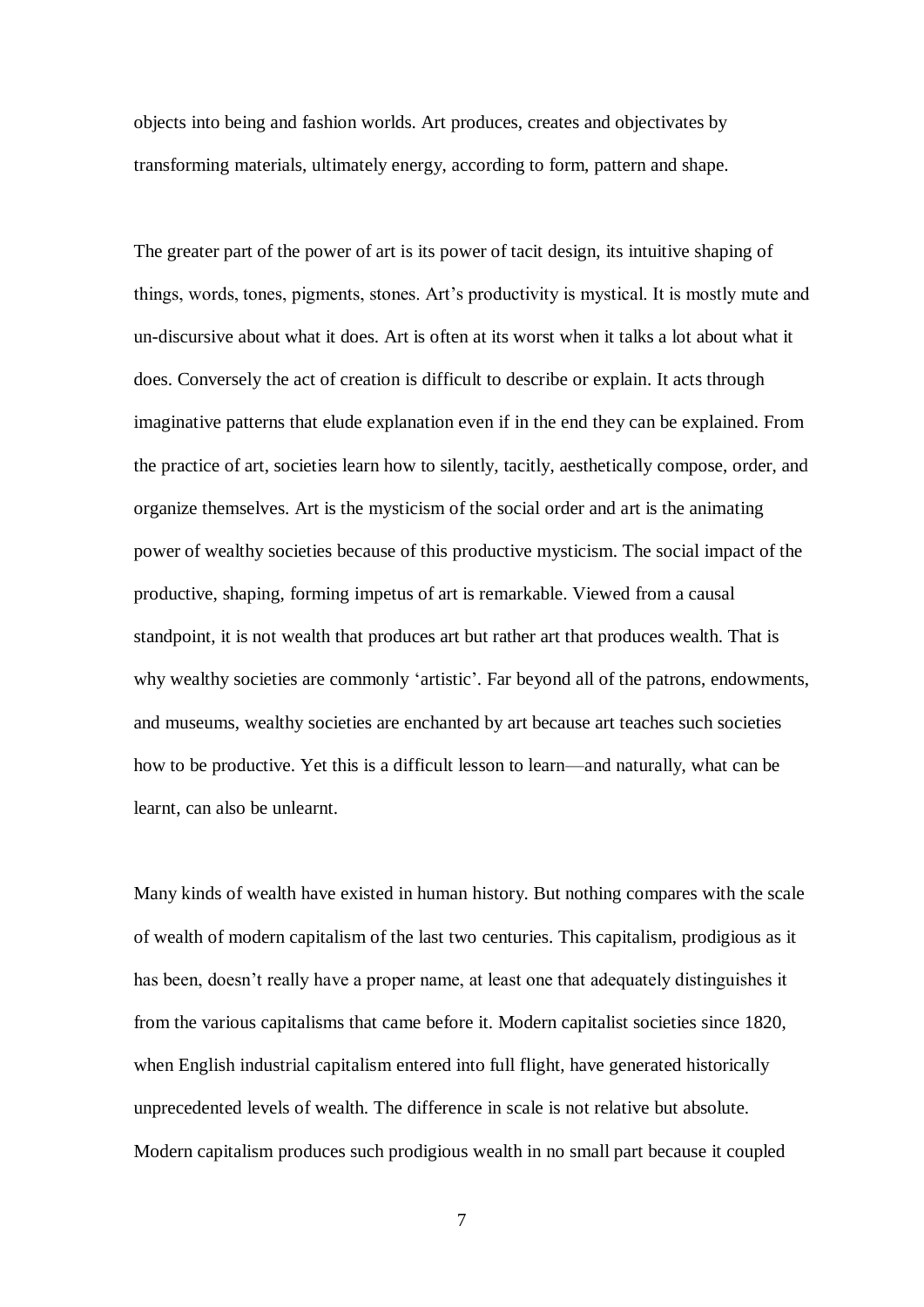objects into being and fashion worlds. Art produces, creates and objectivates by transforming materials, ultimately energy, according to form, pattern and shape.

The greater part of the power of art is its power of tacit design, its intuitive shaping of things, words, tones, pigments, stones. Art's productivity is mystical. It is mostly mute and un-discursive about what it does. Art is often at its worst when it talks a lot about what it does. Conversely the act of creation is difficult to describe or explain. It acts through imaginative patterns that elude explanation even if in the end they can be explained. From the practice of art, societies learn how to silently, tacitly, aesthetically compose, order, and organize themselves. Art is the mysticism of the social order and art is the animating power of wealthy societies because of this productive mysticism. The social impact of the productive, shaping, forming impetus of art is remarkable. Viewed from a causal standpoint, it is not wealth that produces art but rather art that produces wealth. That is why wealthy societies are commonly 'artistic'. Far beyond all of the patrons, endowments, and museums, wealthy societies are enchanted by art because art teaches such societies how to be productive. Yet this is a difficult lesson to learn—and naturally, what can be learnt, can also be unlearnt.

Many kinds of wealth have existed in human history. But nothing compares with the scale of wealth of modern capitalism of the last two centuries. This capitalism, prodigious as it has been, doesn't really have a proper name, at least one that adequately distinguishes it from the various capitalisms that came before it. Modern capitalist societies since 1820, when English industrial capitalism entered into full flight, have generated historically unprecedented levels of wealth. The difference in scale is not relative but absolute. Modern capitalism produces such prodigious wealth in no small part because it coupled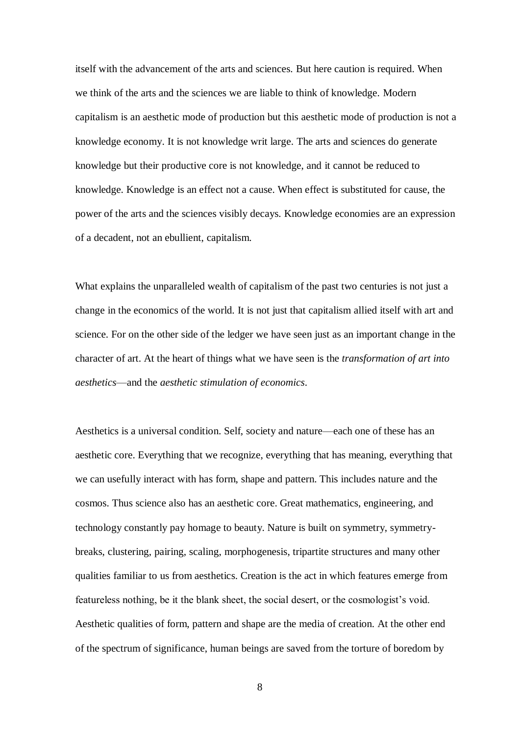itself with the advancement of the arts and sciences. But here caution is required. When we think of the arts and the sciences we are liable to think of knowledge. Modern capitalism is an aesthetic mode of production but this aesthetic mode of production is not a knowledge economy. It is not knowledge writ large. The arts and sciences do generate knowledge but their productive core is not knowledge, and it cannot be reduced to knowledge. Knowledge is an effect not a cause. When effect is substituted for cause, the power of the arts and the sciences visibly decays. Knowledge economies are an expression of a decadent, not an ebullient, capitalism.

What explains the unparalleled wealth of capitalism of the past two centuries is not just a change in the economics of the world. It is not just that capitalism allied itself with art and science. For on the other side of the ledger we have seen just as an important change in the character of art. At the heart of things what we have seen is the *transformation of art into aesthetics*—and the *aesthetic stimulation of economics*.

Aesthetics is a universal condition. Self, society and nature—each one of these has an aesthetic core. Everything that we recognize, everything that has meaning, everything that we can usefully interact with has form, shape and pattern. This includes nature and the cosmos. Thus science also has an aesthetic core. Great mathematics, engineering, and technology constantly pay homage to beauty. Nature is built on symmetry, symmetry-breaks, clustering, pairing, scaling, morphogenesis, tripartite structures and many other qualities familiar to us from aesthetics. Creation is the act in which features emerge from featureless nothing, be it the blank sheet, the social desert, or the cosmologist's void. Aesthetic qualities of form, pattern and shape are the media of creation. At the other end of the spectrum of significance, human beings are saved from the torture of boredom by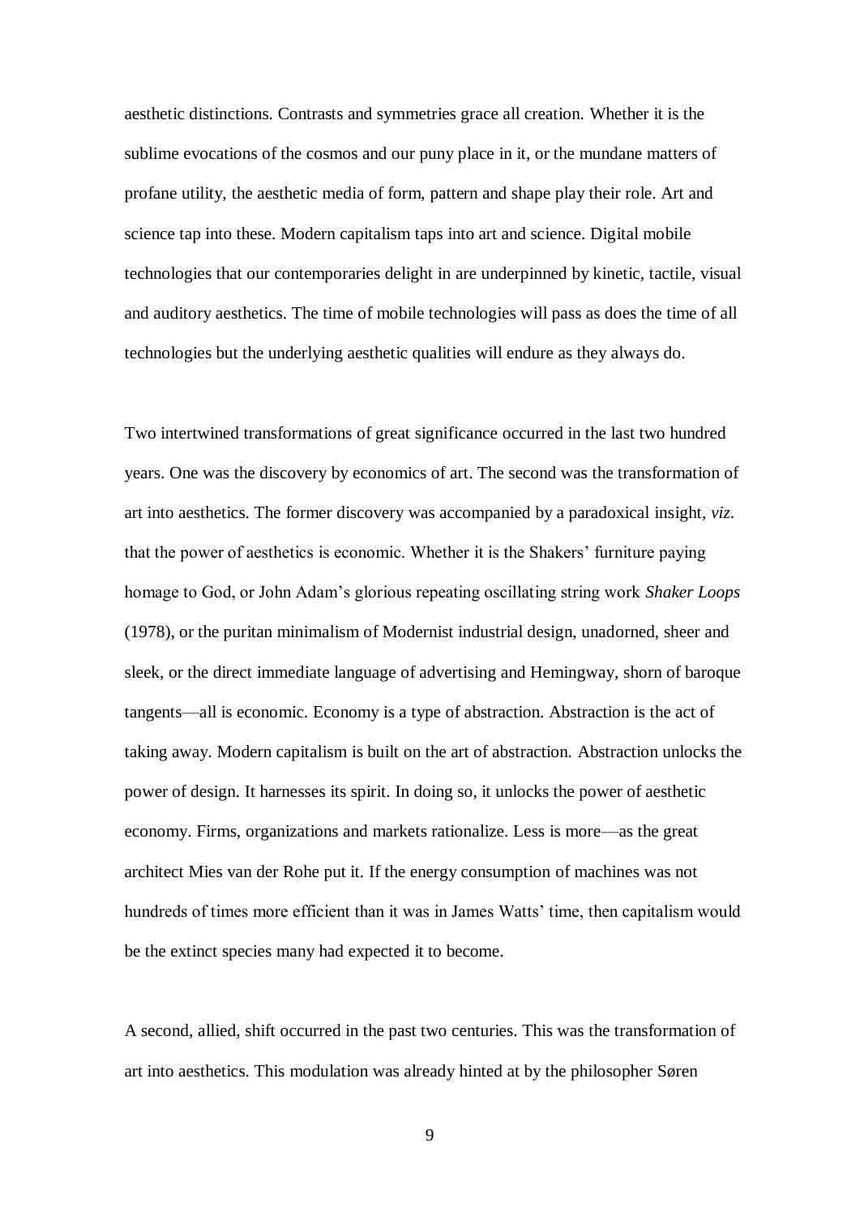aesthetic distinctions. Contrasts and symmetries grace all creation. Whether it is the sublime evocations of the cosmos and our puny place in it, or the mundane matters of profane utility, the aesthetic media of form, pattern and shape play their role. Art and science tap into these. Modern capitalism taps into art and science. Digital mobile technologies that our contemporaries delight in are underpinned by kinetic, tactile, visual and auditory aesthetics. The time of mobile technologies will pass as does the time of all technologies but the underlying aesthetic qualities will endure as they always do.

Two intertwined transformations of great significance occurred in the last two hundred years. One was the discovery by economics of art. The second was the transformation of art into aesthetics. The former discovery was accompanied by a paradoxical insight, *viz*. that the power of aesthetics is economic. Whether it is the Shakers' furniture paying homage to God, or John Adam's glorious repeating oscillating string work *Shaker Loops* (1978), or the puritan minimalism of Modernist industrial design, unadorned, sheer and sleek, or the direct immediate language of advertising and Hemingway, shorn of baroque tangents—all is economic. Economy is a type of abstraction. Abstraction is the act of taking away. Modern capitalism is built on the art of abstraction. Abstraction unlocks the power of design. It harnesses its spirit. In doing so, it unlocks the power of aesthetic economy. Firms, organizations and markets rationalize. Less is more—as the great architect Mies van der Rohe put it. If the energy consumption of machines was not hundreds of times more efficient than it was in James Watts' time, then capitalism would be the extinct species many had expected it to become.

A second, allied, shift occurred in the past two centuries. This was the transformation of art into aesthetics. This modulation was already hinted at by the philosopher Søren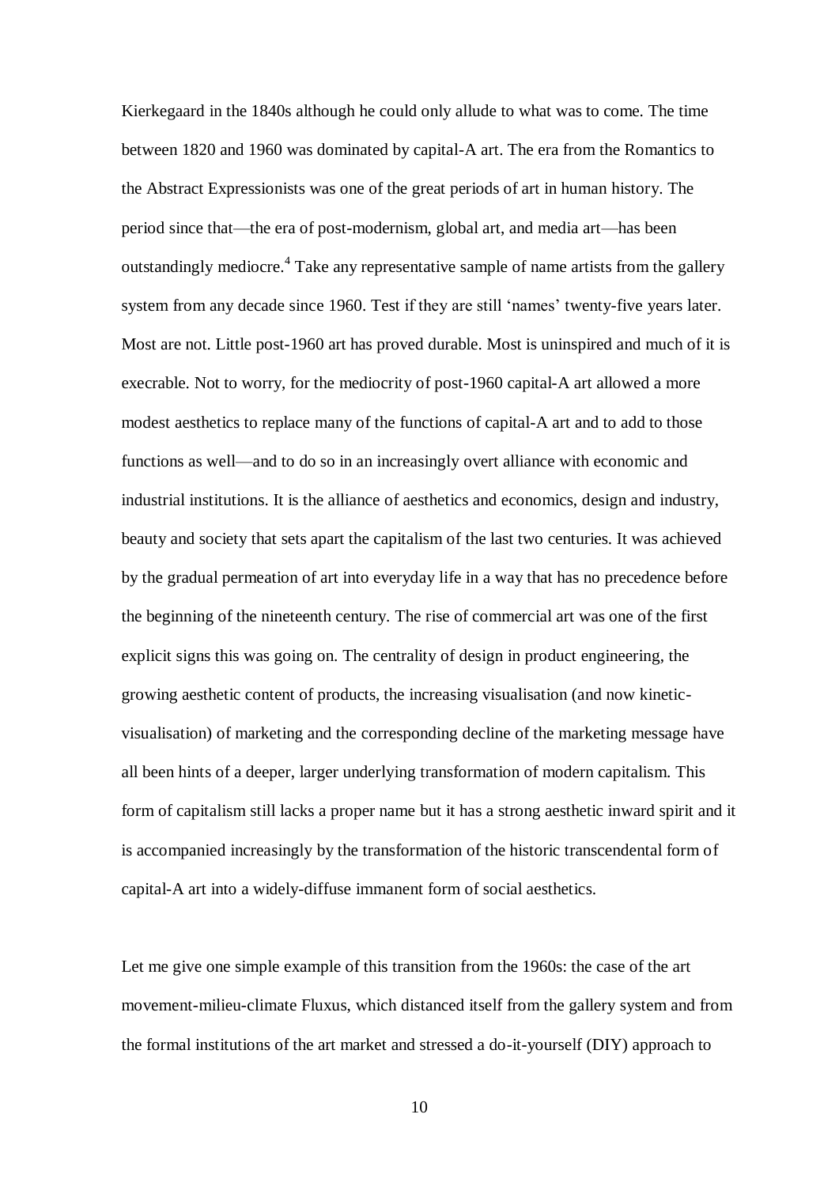Kierkegaard in the 1840s although he could only allude to what was to come. The time between 1820 and 1960 was dominated by capital-A art. The era from the Romantics to the Abstract Expressionists was one of the great periods of art in human history. The period since that—the era of post-modernism, global art, and media art—has been outstandingly mediocre.[4] Take any representative sample of name artists from the gallery system from any decade since 1960. Test if they are still 'names' twenty-five years later. Most are not. Little post-1960 art has proved durable. Most is uninspired and much of it is execrable. Not to worry, for the mediocrity of post-1960 capital-A art allowed a more modest aesthetics to replace many of the functions of capital-A art and to add to those functions as well—and to do so in an increasingly overt alliance with economic and industrial institutions. It is the alliance of aesthetics and economics, design and industry, beauty and society that sets apart the capitalism of the last two centuries. It was achieved by the gradual permeation of art into everyday life in a way that has no precedence before the beginning of the nineteenth century. The rise of commercial art was one of the first explicit signs this was going on. The centrality of design in product engineering, the growing aesthetic content of products, the increasing visualisation (and now kinetic-visualisation) of marketing and the corresponding decline of the marketing message have all been hints of a deeper, larger underlying transformation of modern capitalism. This form of capitalism still lacks a proper name but it has a strong aesthetic inward spirit and it is accompanied increasingly by the transformation of the historic transcendental form of capital-A art into a widely-diffuse immanent form of social aesthetics.

Let me give one simple example of this transition from the 1960s: the case of the art movement-milieu-climate Fluxus, which distanced itself from the gallery system and from the formal institutions of the art market and stressed a do-it-yourself (DIY) approach to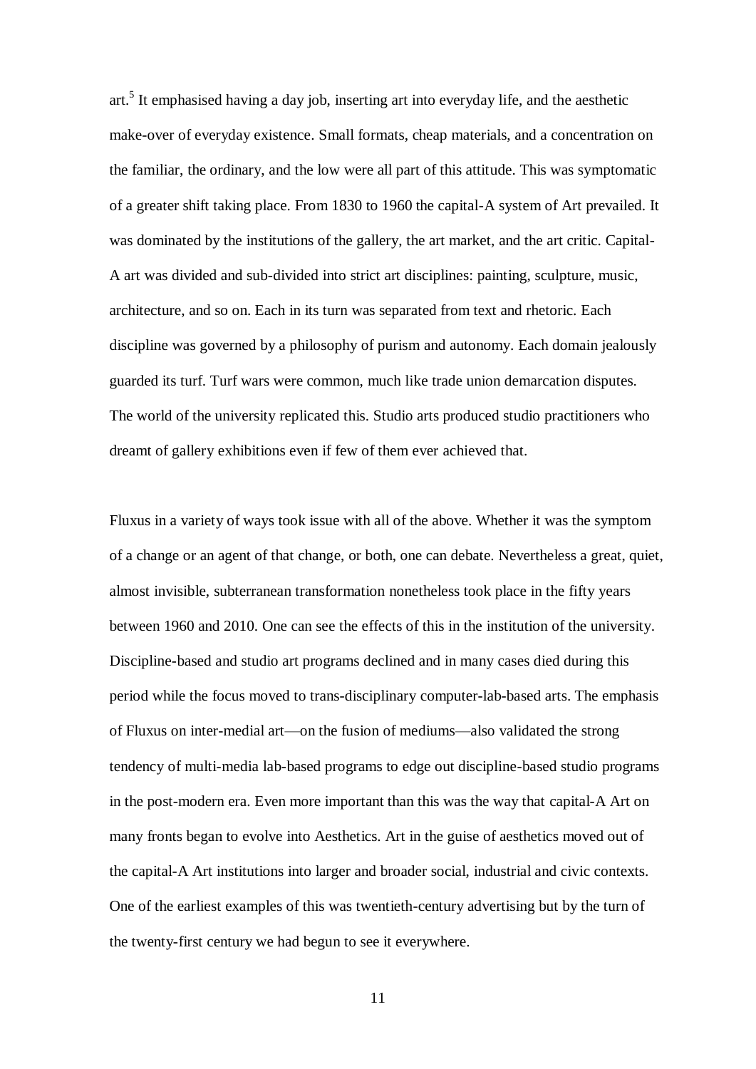art.[5] It emphasised having a day job, inserting art into everyday life, and the aesthetic make-over of everyday existence. Small formats, cheap materials, and a concentration on the familiar, the ordinary, and the low were all part of this attitude. This was symptomatic of a greater shift taking place. From 1830 to 1960 the capital-A system of Art prevailed. It was dominated by the institutions of the gallery, the art market, and the art critic. Capital-A art was divided and sub-divided into strict art disciplines: painting, sculpture, music, architecture, and so on. Each in its turn was separated from text and rhetoric. Each discipline was governed by a philosophy of purism and autonomy. Each domain jealously guarded its turf. Turf wars were common, much like trade union demarcation disputes. The world of the university replicated this. Studio arts produced studio practitioners who dreamt of gallery exhibitions even if few of them ever achieved that.

Fluxus in a variety of ways took issue with all of the above. Whether it was the symptom of a change or an agent of that change, or both, one can debate. Nevertheless a great, quiet, almost invisible, subterranean transformation nonetheless took place in the fifty years between 1960 and 2010. One can see the effects of this in the institution of the university. Discipline-based and studio art programs declined and in many cases died during this period while the focus moved to trans-disciplinary computer-lab-based arts. The emphasis of Fluxus on inter-medial art—on the fusion of mediums—also validated the strong tendency of multi-media lab-based programs to edge out discipline-based studio programs in the post-modern era. Even more important than this was the way that capital-A Art on many fronts began to evolve into Aesthetics. Art in the guise of aesthetics moved out of the capital-A Art institutions into larger and broader social, industrial and civic contexts. One of the earliest examples of this was twentieth-century advertising but by the turn of the twenty-first century we had begun to see it everywhere.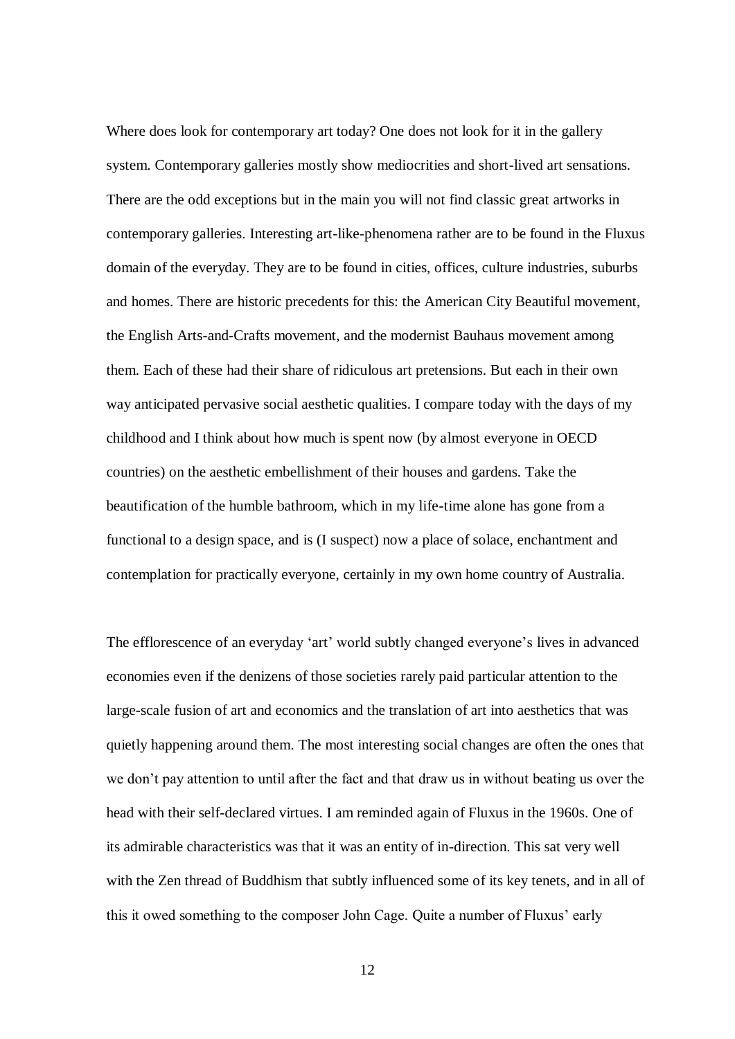Where does look for contemporary art today? One does not look for it in the gallery system. Contemporary galleries mostly show mediocrities and short-lived art sensations. There are the odd exceptions but in the main you will not find classic great artworks in contemporary galleries. Interesting art-like-phenomena rather are to be found in the Fluxus domain of the everyday. They are to be found in cities, offices, culture industries, suburbs and homes. There are historic precedents for this: the American City Beautiful movement, the English Arts-and-Crafts movement, and the modernist Bauhaus movement among them. Each of these had their share of ridiculous art pretensions. But each in their own way anticipated pervasive social aesthetic qualities. I compare today with the days of my childhood and I think about how much is spent now (by almost everyone in OECD countries) on the aesthetic embellishment of their houses and gardens. Take the beautification of the humble bathroom, which in my life-time alone has gone from a functional to a design space, and is (I suspect) now a place of solace, enchantment and contemplation for practically everyone, certainly in my own home country of Australia.

The efflorescence of an everyday 'art' world subtly changed everyone's lives in advanced economies even if the denizens of those societies rarely paid particular attention to the large-scale fusion of art and economics and the translation of art into aesthetics that was quietly happening around them. The most interesting social changes are often the ones that we don't pay attention to until after the fact and that draw us in without beating us over the head with their self-declared virtues. I am reminded again of Fluxus in the 1960s. One of its admirable characteristics was that it was an entity of in-direction. This sat very well with the Zen thread of Buddhism that subtly influenced some of its key tenets, and in all of this it owed something to the composer John Cage. Quite a number of Fluxus' early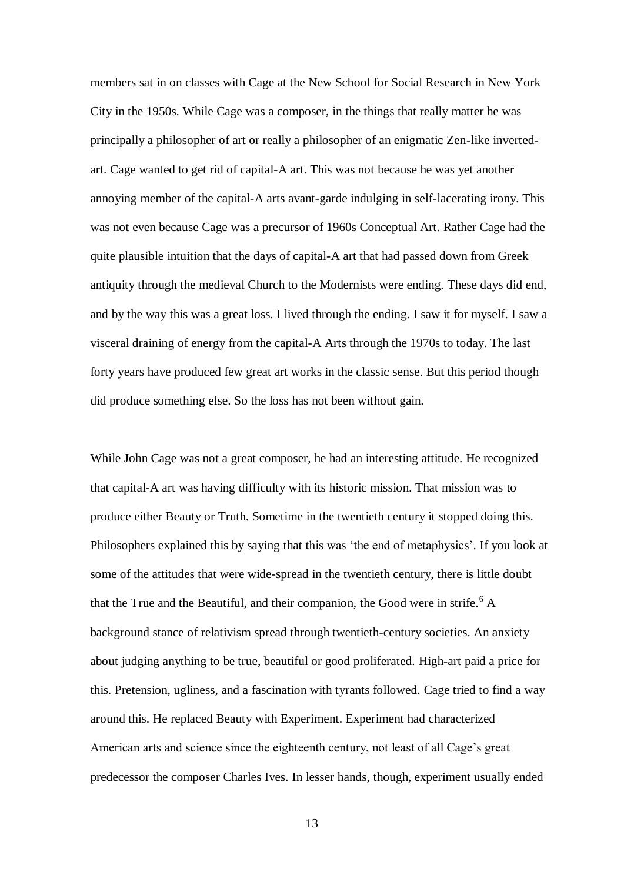members sat in on classes with Cage at the New School for Social Research in New York City in the 1950s. While Cage was a composer, in the things that really matter he was principally a philosopher of art or really a philosopher of an enigmatic Zen-like inverted-art. Cage wanted to get rid of capital-A art. This was not because he was yet another annoying member of the capital-A arts avant-garde indulging in self-lacerating irony. This was not even because Cage was a precursor of 1960s Conceptual Art. Rather Cage had the quite plausible intuition that the days of capital-A art that had passed down from Greek antiquity through the medieval Church to the Modernists were ending. These days did end, and by the way this was a great loss. I lived through the ending. I saw it for myself. I saw a visceral draining of energy from the capital-A Arts through the 1970s to today. The last forty years have produced few great art works in the classic sense. But this period though did produce something else. So the loss has not been without gain.

While John Cage was not a great composer, he had an interesting attitude. He recognized that capital-A art was having difficulty with its historic mission. That mission was to produce either Beauty or Truth. Sometime in the twentieth century it stopped doing this. Philosophers explained this by saying that this was 'the end of metaphysics'. If you look at some of the attitudes that were wide-spread in the twentieth century, there is little doubt that the True and the Beautiful, and their companion, the Good were in strife.[6] A background stance of relativism spread through twentieth-century societies. An anxiety about judging anything to be true, beautiful or good proliferated. High-art paid a price for this. Pretension, ugliness, and a fascination with tyrants followed. Cage tried to find a way around this. He replaced Beauty with Experiment. Experiment had characterized American arts and science since the eighteenth century, not least of all Cage's great predecessor the composer Charles Ives. In lesser hands, though, experiment usually ended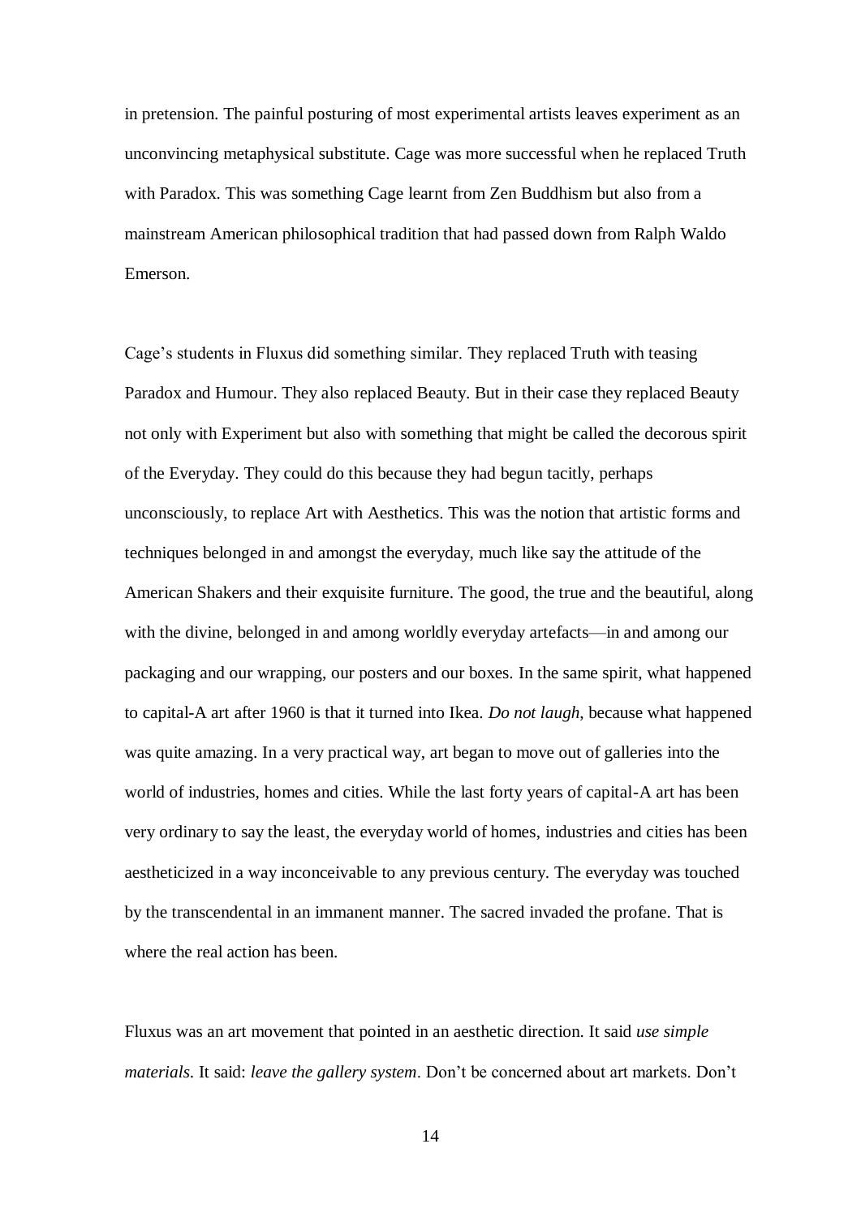in pretension. The painful posturing of most experimental artists leaves experiment as an unconvincing metaphysical substitute. Cage was more successful when he replaced Truth with Paradox. This was something Cage learnt from Zen Buddhism but also from a mainstream American philosophical tradition that had passed down from Ralph Waldo Emerson.

Cage's students in Fluxus did something similar. They replaced Truth with teasing Paradox and Humour. They also replaced Beauty. But in their case they replaced Beauty not only with Experiment but also with something that might be called the decorous spirit of the Everyday. They could do this because they had begun tacitly, perhaps unconsciously, to replace Art with Aesthetics. This was the notion that artistic forms and techniques belonged in and amongst the everyday, much like say the attitude of the American Shakers and their exquisite furniture. The good, the true and the beautiful, along with the divine, belonged in and among worldly everyday artefacts—in and among our packaging and our wrapping, our posters and our boxes. In the same spirit, what happened to capital-A art after 1960 is that it turned into Ikea. *Do not laugh*, because what happened was quite amazing. In a very practical way, art began to move out of galleries into the world of industries, homes and cities. While the last forty years of capital-A art has been very ordinary to say the least, the everyday world of homes, industries and cities has been aestheticized in a way inconceivable to any previous century. The everyday was touched by the transcendental in an immanent manner. The sacred invaded the profane. That is where the real action has been.

Fluxus was an art movement that pointed in an aesthetic direction. It said *use simple materials*. It said: *leave the gallery system*. Don't be concerned about art markets. Don't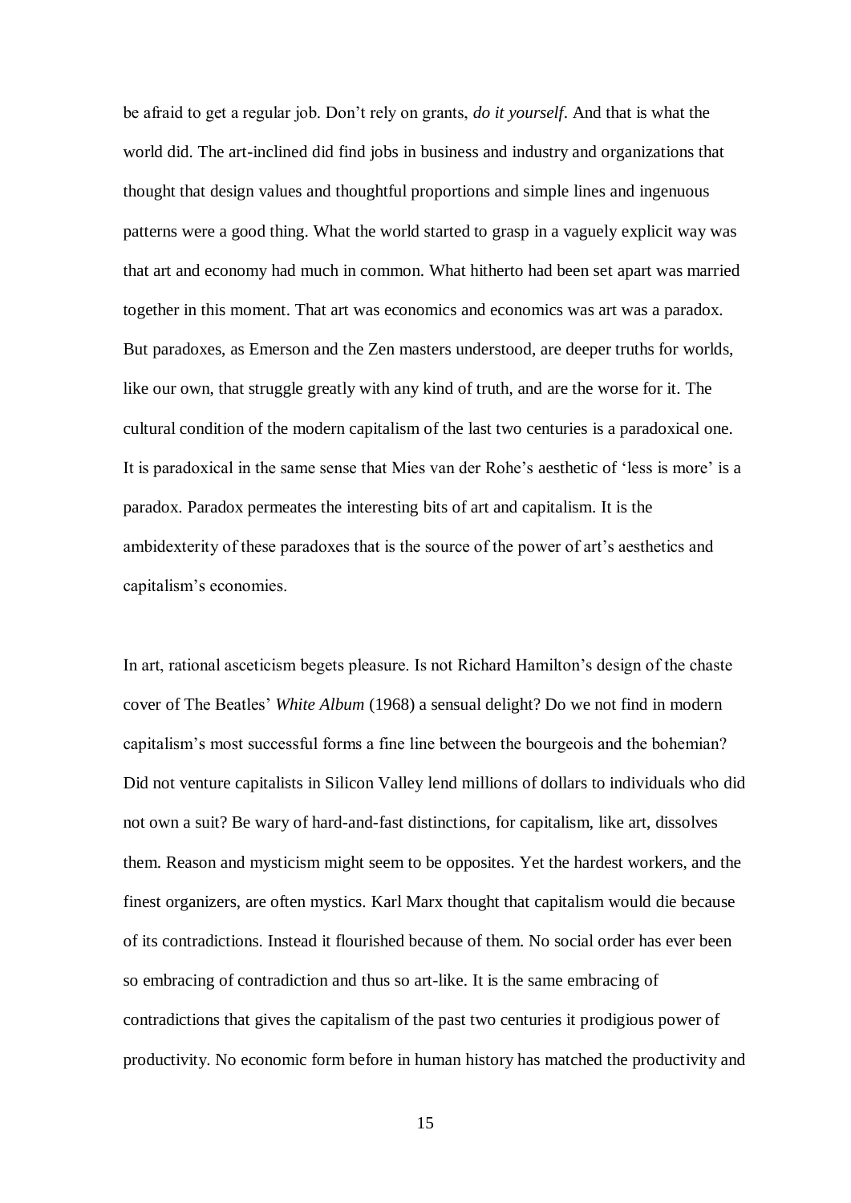be afraid to get a regular job. Don't rely on grants, *do it yourself*. And that is what the world did. The art-inclined did find jobs in business and industry and organizations that thought that design values and thoughtful proportions and simple lines and ingenuous patterns were a good thing. What the world started to grasp in a vaguely explicit way was that art and economy had much in common. What hitherto had been set apart was married together in this moment. That art was economics and economics was art was a paradox. But paradoxes, as Emerson and the Zen masters understood, are deeper truths for worlds, like our own, that struggle greatly with any kind of truth, and are the worse for it. The cultural condition of the modern capitalism of the last two centuries is a paradoxical one. It is paradoxical in the same sense that Mies van der Rohe's aesthetic of 'less is more' is a paradox. Paradox permeates the interesting bits of art and capitalism. It is the ambidexterity of these paradoxes that is the source of the power of art's aesthetics and capitalism's economies.

In art, rational asceticism begets pleasure. Is not Richard Hamilton's design of the chaste cover of The Beatles' *White Album* (1968) a sensual delight? Do we not find in modern capitalism's most successful forms a fine line between the bourgeois and the bohemian? Did not venture capitalists in Silicon Valley lend millions of dollars to individuals who did not own a suit? Be wary of hard-and-fast distinctions, for capitalism, like art, dissolves them. Reason and mysticism might seem to be opposites. Yet the hardest workers, and the finest organizers, are often mystics. Karl Marx thought that capitalism would die because of its contradictions. Instead it flourished because of them. No social order has ever been so embracing of contradiction and thus so art-like. It is the same embracing of contradictions that gives the capitalism of the past two centuries it prodigious power of productivity. No economic form before in human history has matched the productivity and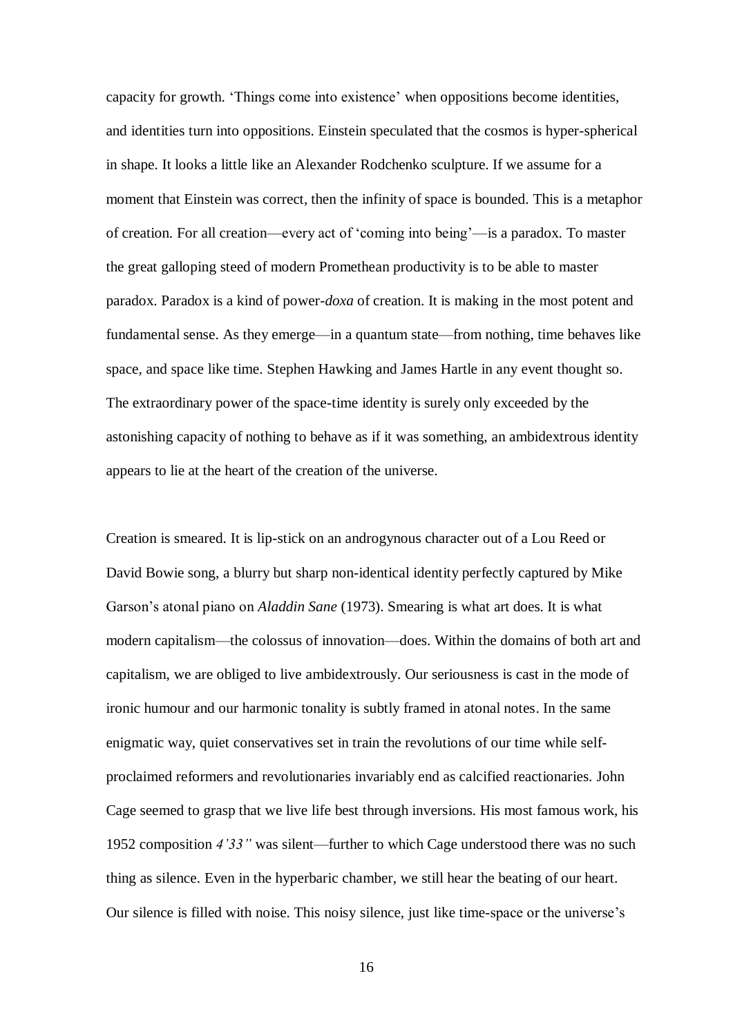capacity for growth. 'Things come into existence' when oppositions become identities, and identities turn into oppositions. Einstein speculated that the cosmos is hyper-spherical in shape. It looks a little like an Alexander Rodchenko sculpture. If we assume for a moment that Einstein was correct, then the infinity of space is bounded. This is a metaphor of creation. For all creation—every act of 'coming into being'—is a paradox. To master the great galloping steed of modern Promethean productivity is to be able to master paradox. Paradox is a kind of power-*doxa* of creation. It is making in the most potent and fundamental sense. As they emerge—in a quantum state—from nothing, time behaves like space, and space like time. Stephen Hawking and James Hartle in any event thought so. The extraordinary power of the space-time identity is surely only exceeded by the astonishing capacity of nothing to behave as if it was something, an ambidextrous identity appears to lie at the heart of the creation of the universe.

Creation is smeared. It is lip-stick on an androgynous character out of a Lou Reed or David Bowie song, a blurry but sharp non-identical identity perfectly captured by Mike Garson's atonal piano on *Aladdin Sane* (1973). Smearing is what art does. It is what modern capitalism—the colossus of innovation—does. Within the domains of both art and capitalism, we are obliged to live ambidextrously. Our seriousness is cast in the mode of ironic humour and our harmonic tonality is subtly framed in atonal notes. In the same enigmatic way, quiet conservatives set in train the revolutions of our time while self-proclaimed reformers and revolutionaries invariably end as calcified reactionaries. John Cage seemed to grasp that we live life best through inversions. His most famous work, his 1952 composition *4'33"* was silent—further to which Cage understood there was no such thing as silence. Even in the hyperbaric chamber, we still hear the beating of our heart. Our silence is filled with noise. This noisy silence, just like time-space or the universe's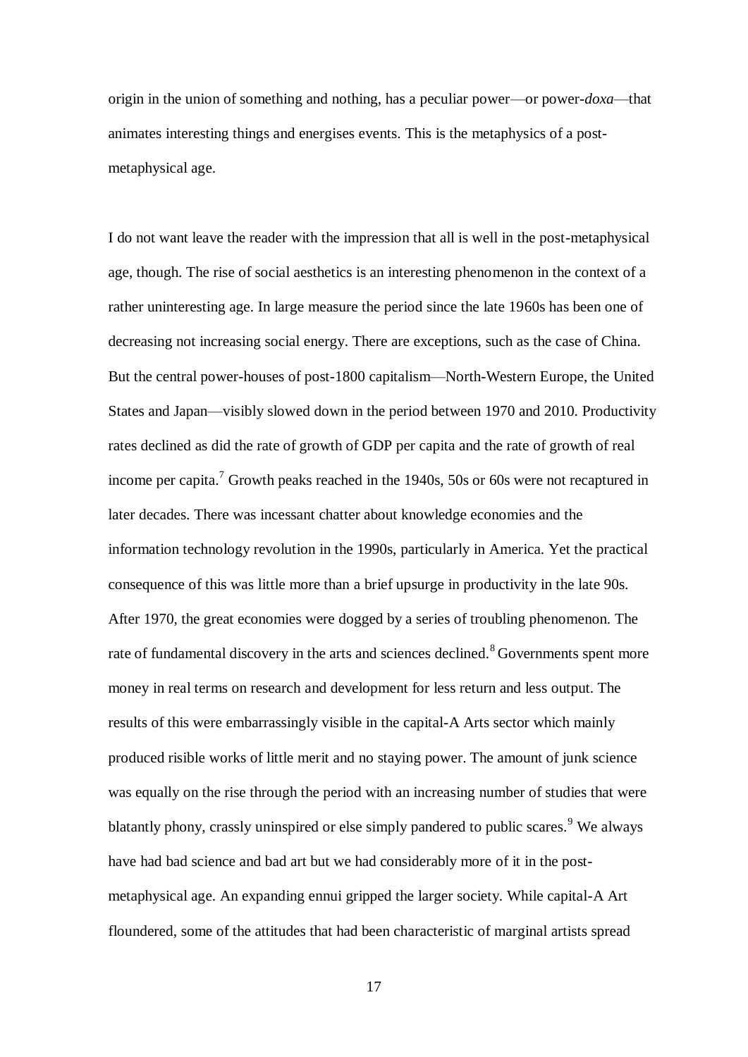origin in the union of something and nothing, has a peculiar power—or power-*doxa*—that animates interesting things and energises events. This is the metaphysics of a post-metaphysical age.

I do not want leave the reader with the impression that all is well in the post-metaphysical age, though. The rise of social aesthetics is an interesting phenomenon in the context of a rather uninteresting age. In large measure the period since the late 1960s has been one of decreasing not increasing social energy. There are exceptions, such as the case of China. But the central power-houses of post-1800 capitalism—North-Western Europe, the United States and Japan—visibly slowed down in the period between 1970 and 2010. Productivity rates declined as did the rate of growth of GDP per capita and the rate of growth of real income per capita.[7] Growth peaks reached in the 1940s, 50s or 60s were not recaptured in later decades. There was incessant chatter about knowledge economies and the information technology revolution in the 1990s, particularly in America. Yet the practical consequence of this was little more than a brief upsurge in productivity in the late 90s. After 1970, the great economies were dogged by a series of troubling phenomenon. The rate of fundamental discovery in the arts and sciences declined.[8] Governments spent more money in real terms on research and development for less return and less output. The results of this were embarrassingly visible in the capital-A Arts sector which mainly produced risible works of little merit and no staying power. The amount of junk science was equally on the rise through the period with an increasing number of studies that were blatantly phony, crassly uninspired or else simply pandered to public scares.[9] We always have had bad science and bad art but we had considerably more of it in the post-metaphysical age. An expanding ennui gripped the larger society. While capital-A Art floundered, some of the attitudes that had been characteristic of marginal artists spread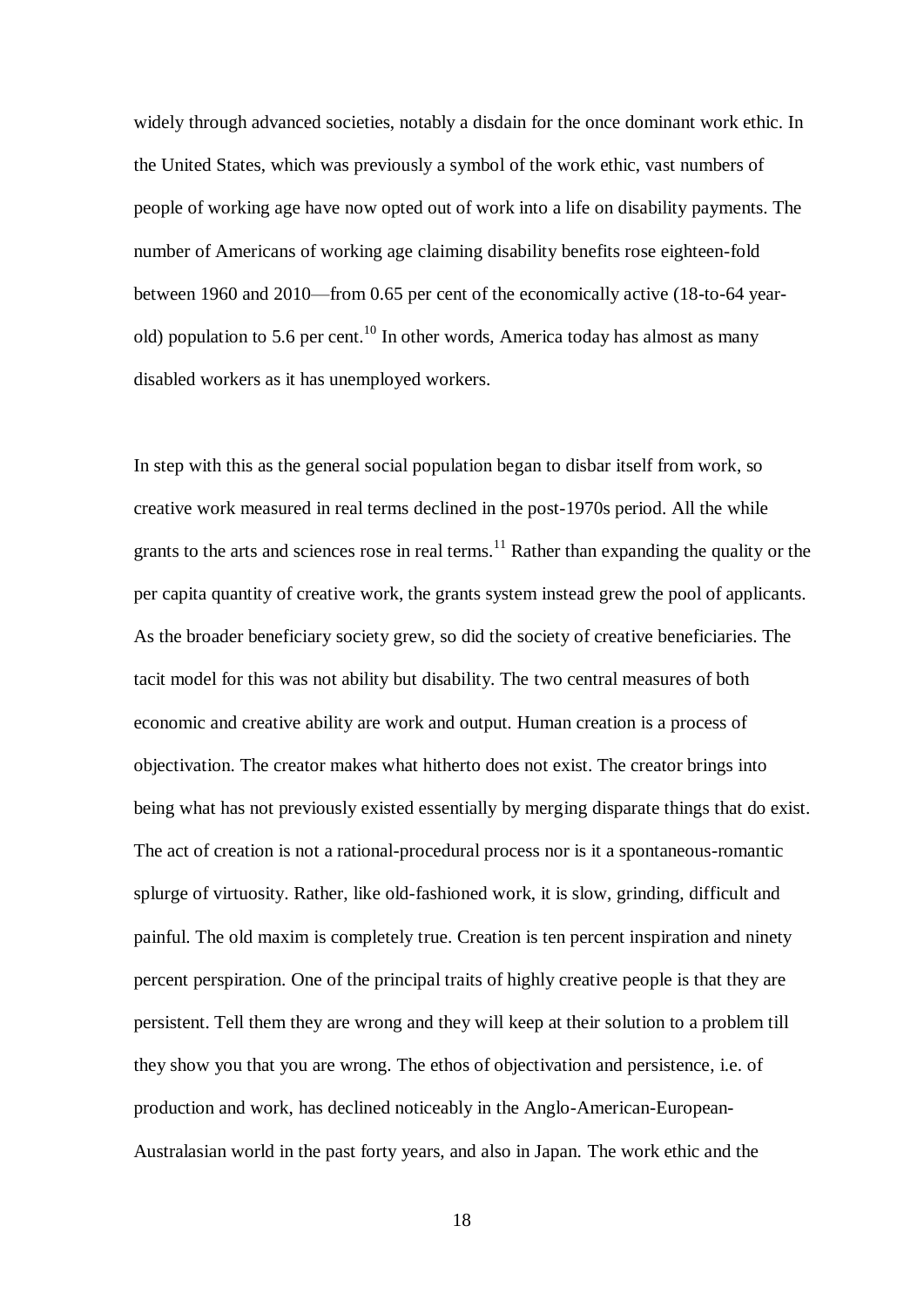widely through advanced societies, notably a disdain for the once dominant work ethic. In the United States, which was previously a symbol of the work ethic, vast numbers of people of working age have now opted out of work into a life on disability payments. The number of Americans of working age claiming disability benefits rose eighteen-fold between 1960 and 2010—from 0.65 per cent of the economically active (18-to-64 year-old) population to 5.6 per cent.[10] In other words, America today has almost as many disabled workers as it has unemployed workers.

In step with this as the general social population began to disbar itself from work, so creative work measured in real terms declined in the post-1970s period. All the while grants to the arts and sciences rose in real terms.[11] Rather than expanding the quality or the per capita quantity of creative work, the grants system instead grew the pool of applicants. As the broader beneficiary society grew, so did the society of creative beneficiaries. The tacit model for this was not ability but disability. The two central measures of both economic and creative ability are work and output. Human creation is a process of objectivation. The creator makes what hitherto does not exist. The creator brings into being what has not previously existed essentially by merging disparate things that do exist. The act of creation is not a rational-procedural process nor is it a spontaneous-romantic splurge of virtuosity. Rather, like old-fashioned work, it is slow, grinding, difficult and painful. The old maxim is completely true. Creation is ten percent inspiration and ninety percent perspiration. One of the principal traits of highly creative people is that they are persistent. Tell them they are wrong and they will keep at their solution to a problem till they show you that you are wrong. The ethos of objectivation and persistence, i.e. of production and work, has declined noticeably in the Anglo-American-European-Australasian world in the past forty years, and also in Japan. The work ethic and the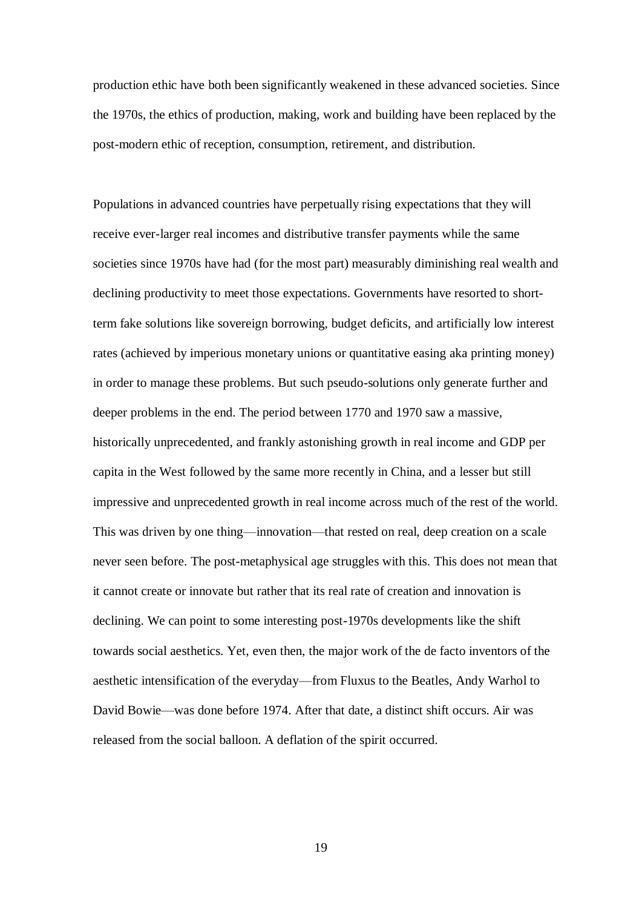production ethic have both been significantly weakened in these advanced societies. Since the 1970s, the ethics of production, making, work and building have been replaced by the post-modern ethic of reception, consumption, retirement, and distribution.

Populations in advanced countries have perpetually rising expectations that they will receive ever-larger real incomes and distributive transfer payments while the same societies since 1970s have had (for the most part) measurably diminishing real wealth and declining productivity to meet those expectations. Governments have resorted to short-term fake solutions like sovereign borrowing, budget deficits, and artificially low interest rates (achieved by imperious monetary unions or quantitative easing aka printing money) in order to manage these problems. But such pseudo-solutions only generate further and deeper problems in the end. The period between 1770 and 1970 saw a massive, historically unprecedented, and frankly astonishing growth in real income and GDP per capita in the West followed by the same more recently in China, and a lesser but still impressive and unprecedented growth in real income across much of the rest of the world. This was driven by one thing—innovation—that rested on real, deep creation on a scale never seen before. The post-metaphysical age struggles with this. This does not mean that it cannot create or innovate but rather that its real rate of creation and innovation is declining. We can point to some interesting post-1970s developments like the shift towards social aesthetics. Yet, even then, the major work of the de facto inventors of the aesthetic intensification of the everyday—from Fluxus to the Beatles, Andy Warhol to David Bowie—was done before 1974. After that date, a distinct shift occurs. Air was released from the social balloon. A deflation of the spirit occurred.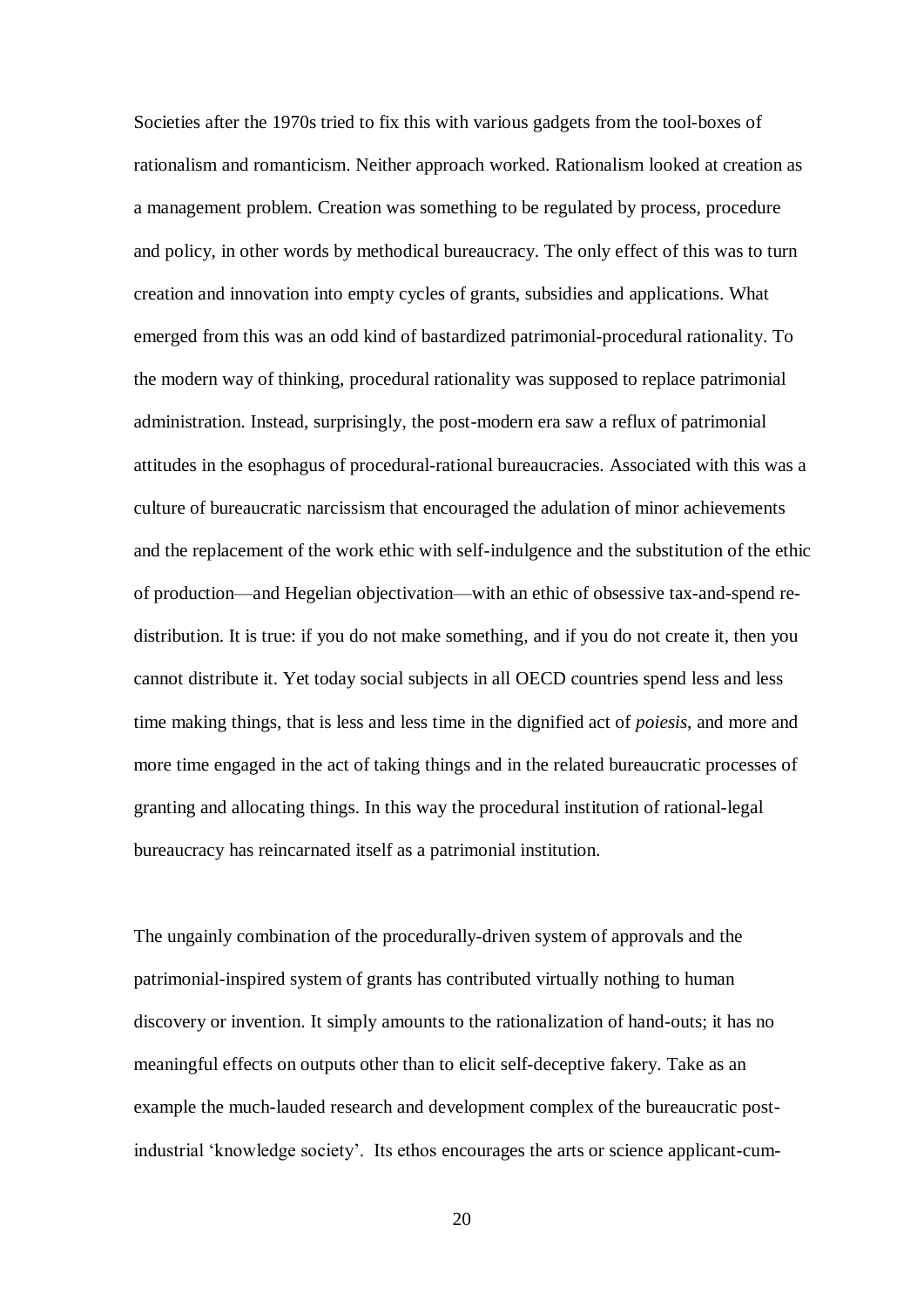Societies after the 1970s tried to fix this with various gadgets from the tool-boxes of rationalism and romanticism. Neither approach worked. Rationalism looked at creation as a management problem. Creation was something to be regulated by process, procedure and policy, in other words by methodical bureaucracy. The only effect of this was to turn creation and innovation into empty cycles of grants, subsidies and applications. What emerged from this was an odd kind of bastardized patrimonial-procedural rationality. To the modern way of thinking, procedural rationality was supposed to replace patrimonial administration. Instead, surprisingly, the post-modern era saw a reflux of patrimonial attitudes in the esophagus of procedural-rational bureaucracies. Associated with this was a culture of bureaucratic narcissism that encouraged the adulation of minor achievements and the replacement of the work ethic with self-indulgence and the substitution of the ethic of production—and Hegelian objectivation—with an ethic of obsessive tax-and-spend re-distribution. It is true: if you do not make something, and if you do not create it, then you cannot distribute it. Yet today social subjects in all OECD countries spend less and less time making things, that is less and less time in the dignified act of *poiesis*, and more and more time engaged in the act of taking things and in the related bureaucratic processes of granting and allocating things. In this way the procedural institution of rational-legal bureaucracy has reincarnated itself as a patrimonial institution.

The ungainly combination of the procedurally-driven system of approvals and the patrimonial-inspired system of grants has contributed virtually nothing to human discovery or invention. It simply amounts to the rationalization of hand-outs; it has no meaningful effects on outputs other than to elicit self-deceptive fakery. Take as an example the much-lauded research and development complex of the bureaucratic post-industrial 'knowledge society'. Its ethos encourages the arts or science applicant-cum-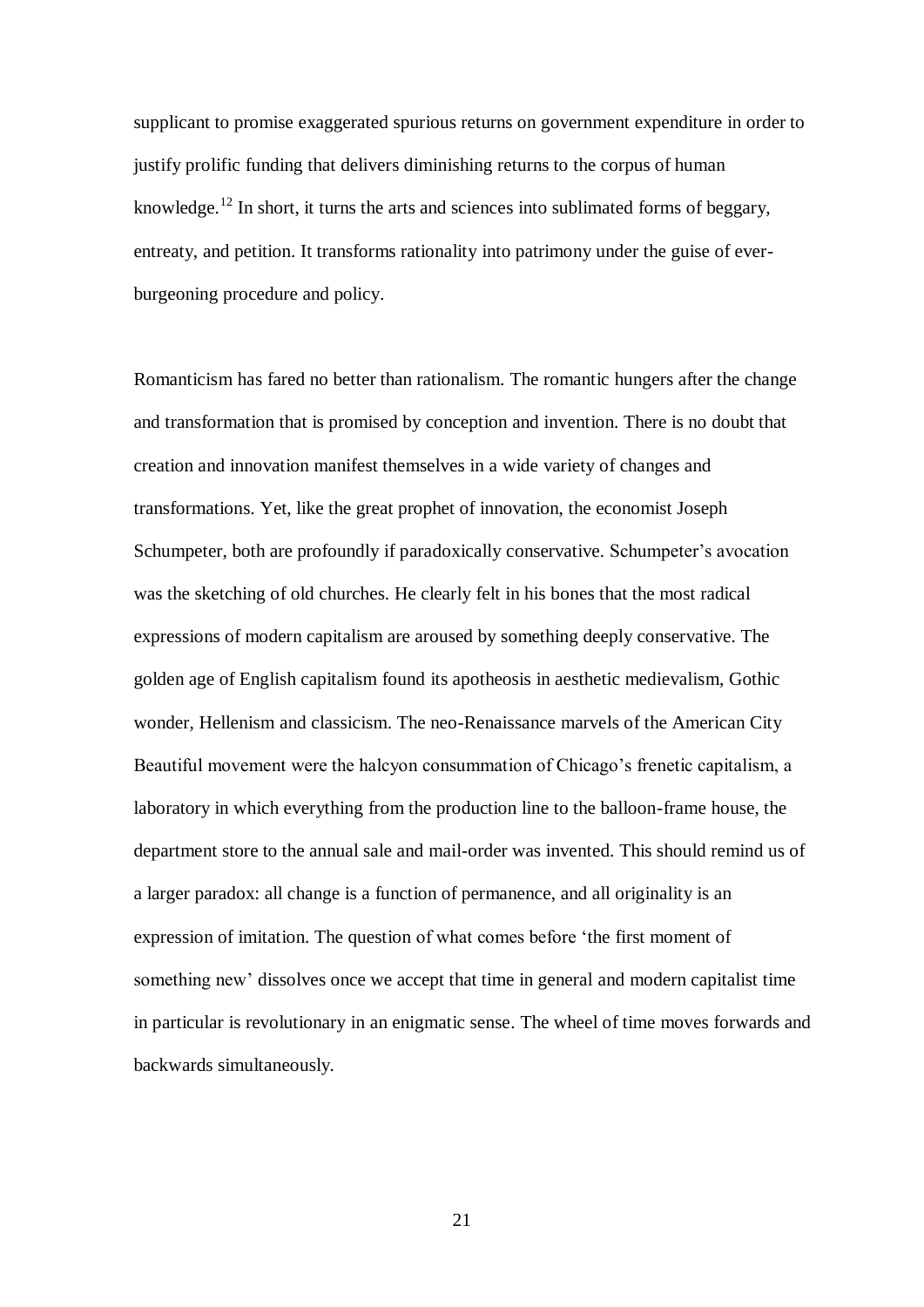supplicant to promise exaggerated spurious returns on government expenditure in order to justify prolific funding that delivers diminishing returns to the corpus of human knowledge.[12] In short, it turns the arts and sciences into sublimated forms of beggary, entreaty, and petition. It transforms rationality into patrimony under the guise of ever-burgeoning procedure and policy.

Romanticism has fared no better than rationalism. The romantic hungers after the change and transformation that is promised by conception and invention. There is no doubt that creation and innovation manifest themselves in a wide variety of changes and transformations. Yet, like the great prophet of innovation, the economist Joseph Schumpeter, both are profoundly if paradoxically conservative. Schumpeter's avocation was the sketching of old churches. He clearly felt in his bones that the most radical expressions of modern capitalism are aroused by something deeply conservative. The golden age of English capitalism found its apotheosis in aesthetic medievalism, Gothic wonder, Hellenism and classicism. The neo-Renaissance marvels of the American City Beautiful movement were the halcyon consummation of Chicago's frenetic capitalism, a laboratory in which everything from the production line to the balloon-frame house, the department store to the annual sale and mail-order was invented. This should remind us of a larger paradox: all change is a function of permanence, and all originality is an expression of imitation. The question of what comes before 'the first moment of something new' dissolves once we accept that time in general and modern capitalist time in particular is revolutionary in an enigmatic sense. The wheel of time moves forwards and backwards simultaneously.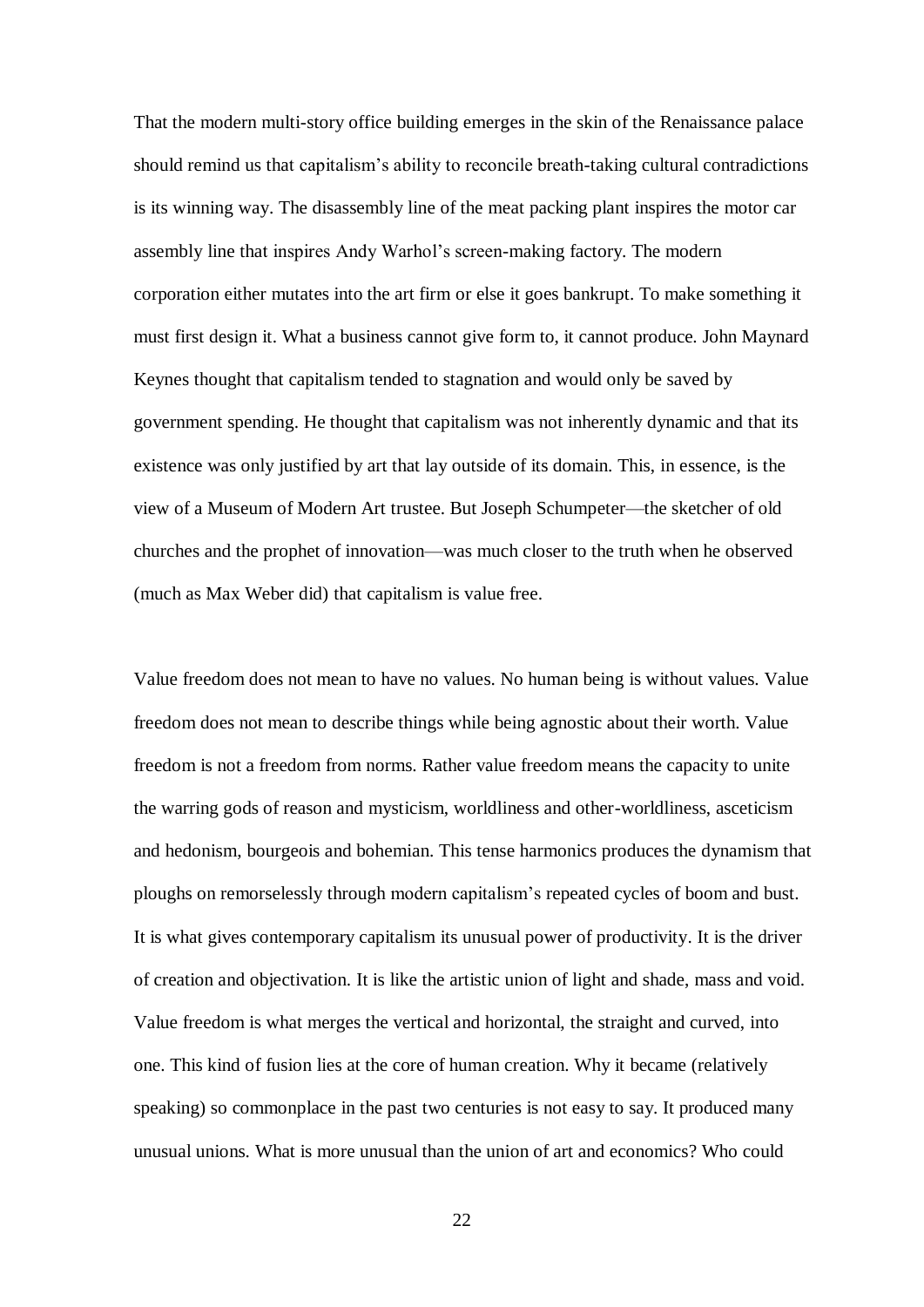That the modern multi-story office building emerges in the skin of the Renaissance palace should remind us that capitalism's ability to reconcile breath-taking cultural contradictions is its winning way. The disassembly line of the meat packing plant inspires the motor car assembly line that inspires Andy Warhol's screen-making factory. The modern corporation either mutates into the art firm or else it goes bankrupt. To make something it must first design it. What a business cannot give form to, it cannot produce. John Maynard Keynes thought that capitalism tended to stagnation and would only be saved by government spending. He thought that capitalism was not inherently dynamic and that its existence was only justified by art that lay outside of its domain. This, in essence, is the view of a Museum of Modern Art trustee. But Joseph Schumpeter—the sketcher of old churches and the prophet of innovation—was much closer to the truth when he observed (much as Max Weber did) that capitalism is value free.

Value freedom does not mean to have no values. No human being is without values. Value freedom does not mean to describe things while being agnostic about their worth. Value freedom is not a freedom from norms. Rather value freedom means the capacity to unite the warring gods of reason and mysticism, worldliness and other-worldliness, asceticism and hedonism, bourgeois and bohemian. This tense harmonics produces the dynamism that ploughs on remorselessly through modern capitalism's repeated cycles of boom and bust. It is what gives contemporary capitalism its unusual power of productivity. It is the driver of creation and objectivation. It is like the artistic union of light and shade, mass and void. Value freedom is what merges the vertical and horizontal, the straight and curved, into one. This kind of fusion lies at the core of human creation. Why it became (relatively speaking) so commonplace in the past two centuries is not easy to say. It produced many unusual unions. What is more unusual than the union of art and economics? Who could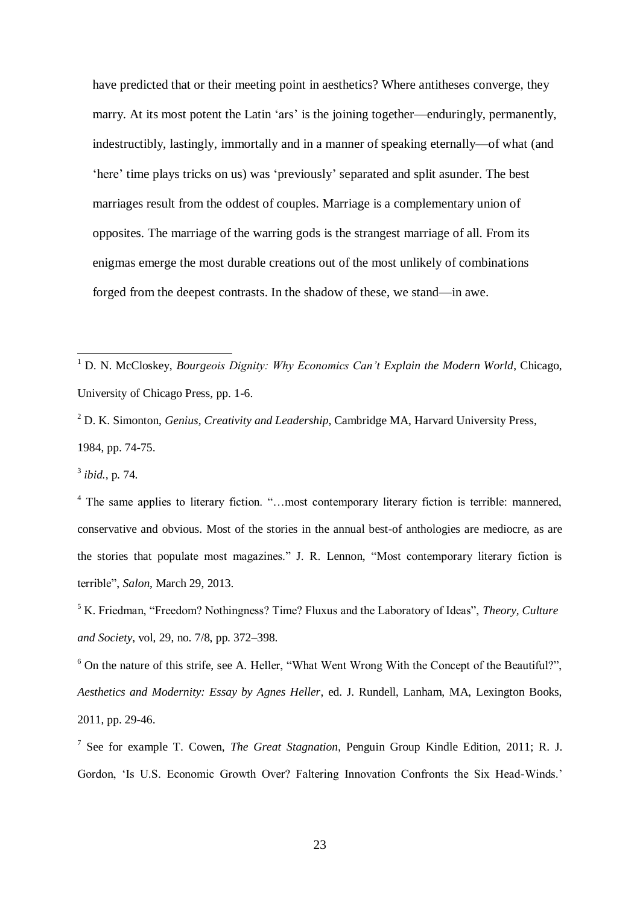have predicted that or their meeting point in aesthetics? Where antitheses converge, they marry. At its most potent the Latin 'ars' is the joining together—enduringly, permanently, indestructibly, lastingly, immortally and in a manner of speaking eternally—of what (and 'here' time plays tricks on us) was 'previously' separated and split asunder. The best marriages result from the oddest of couples. Marriage is a complementary union of opposites. The marriage of the warring gods is the strangest marriage of all. From its enigmas emerge the most durable creations out of the most unlikely of combinations forged from the deepest contrasts. In the shadow of these, we stand—in awe.

---

[1] D. N. McCloskey, *Bourgeois Dignity: Why Economics Can't Explain the Modern World*, Chicago, University of Chicago Press, pp. 1-6.

[2] D. K. Simonton, *Genius, Creativity and Leadership*, Cambridge MA, Harvard University Press, 1984, pp. 74-75.

[3] *ibid.*, p. 74.

[4] The same applies to literary fiction. "…most contemporary literary fiction is terrible: mannered, conservative and obvious. Most of the stories in the annual best-of anthologies are mediocre, as are the stories that populate most magazines." J. R. Lennon, "Most contemporary literary fiction is terrible", *Salon*, March 29, 2013.

[5] K. Friedman, "Freedom? Nothingness? Time? Fluxus and the Laboratory of Ideas", *Theory, Culture and Society*, vol, 29, no. 7/8, pp. 372–398.

[6] On the nature of this strife, see A. Heller, "What Went Wrong With the Concept of the Beautiful?", *Aesthetics and Modernity: Essay by Agnes Heller*, ed. J. Rundell, Lanham, MA, Lexington Books, 2011, pp. 29-46.

[7] See for example T. Cowen, *The Great Stagnation*, Penguin Group Kindle Edition, 2011; R. J. Gordon, 'Is U.S. Economic Growth Over? Faltering Innovation Confronts the Six Head-Winds.'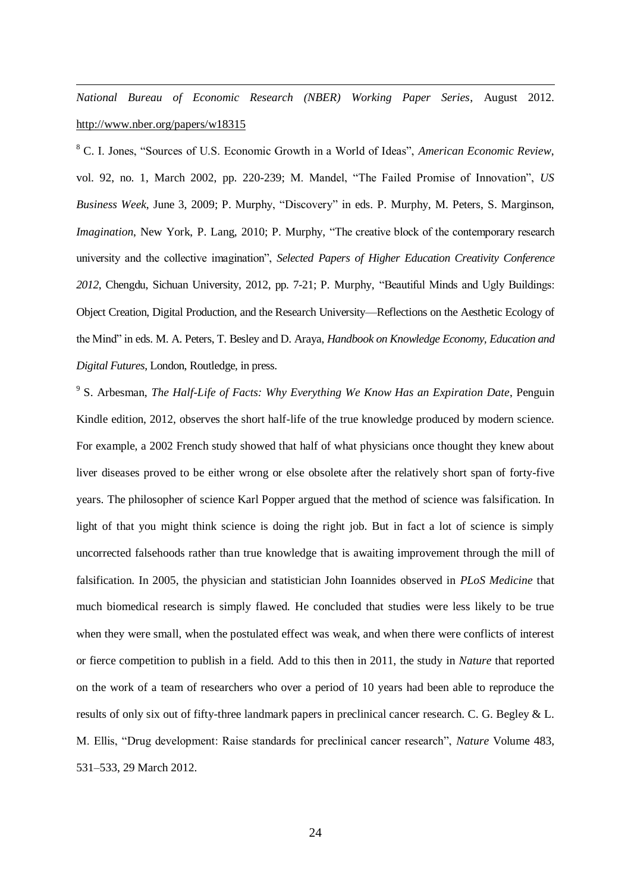*National Bureau of Economic Research (NBER) Working Paper Series*, August 2012. http://www.nber.org/papers/w18315

[8] C. I. Jones, "Sources of U.S. Economic Growth in a World of Ideas", *American Economic Review*, vol. 92, no. 1, March 2002, pp. 220-239; M. Mandel, "The Failed Promise of Innovation", *US Business Week*, June 3, 2009; P. Murphy, "Discovery" in eds. P. Murphy, M. Peters, S. Marginson, *Imagination*, New York, P. Lang, 2010; P. Murphy, "The creative block of the contemporary research university and the collective imagination", *Selected Papers of Higher Education Creativity Conference 2012*, Chengdu, Sichuan University, 2012, pp. 7-21; P. Murphy, "Beautiful Minds and Ugly Buildings: Object Creation, Digital Production, and the Research University—Reflections on the Aesthetic Ecology of the Mind" in eds. M. A. Peters, T. Besley and D. Araya, *Handbook on Knowledge Economy, Education and Digital Futures*, London, Routledge, in press.

[9] S. Arbesman, *The Half-Life of Facts: Why Everything We Know Has an Expiration Date*, Penguin Kindle edition, 2012, observes the short half-life of the true knowledge produced by modern science. For example, a 2002 French study showed that half of what physicians once thought they knew about liver diseases proved to be either wrong or else obsolete after the relatively short span of forty-five years. The philosopher of science Karl Popper argued that the method of science was falsification. In light of that you might think science is doing the right job. But in fact a lot of science is simply uncorrected falsehoods rather than true knowledge that is awaiting improvement through the mill of falsification. In 2005, the physician and statistician John Ioannides observed in *PLoS Medicine* that much biomedical research is simply flawed. He concluded that studies were less likely to be true when they were small, when the postulated effect was weak, and when there were conflicts of interest or fierce competition to publish in a field. Add to this then in 2011, the study in *Nature* that reported on the work of a team of researchers who over a period of 10 years had been able to reproduce the results of only six out of fifty-three landmark papers in preclinical cancer research. C. G. Begley & L. M. Ellis, "Drug development: Raise standards for preclinical cancer research", *Nature* Volume 483, 531–533, 29 March 2012.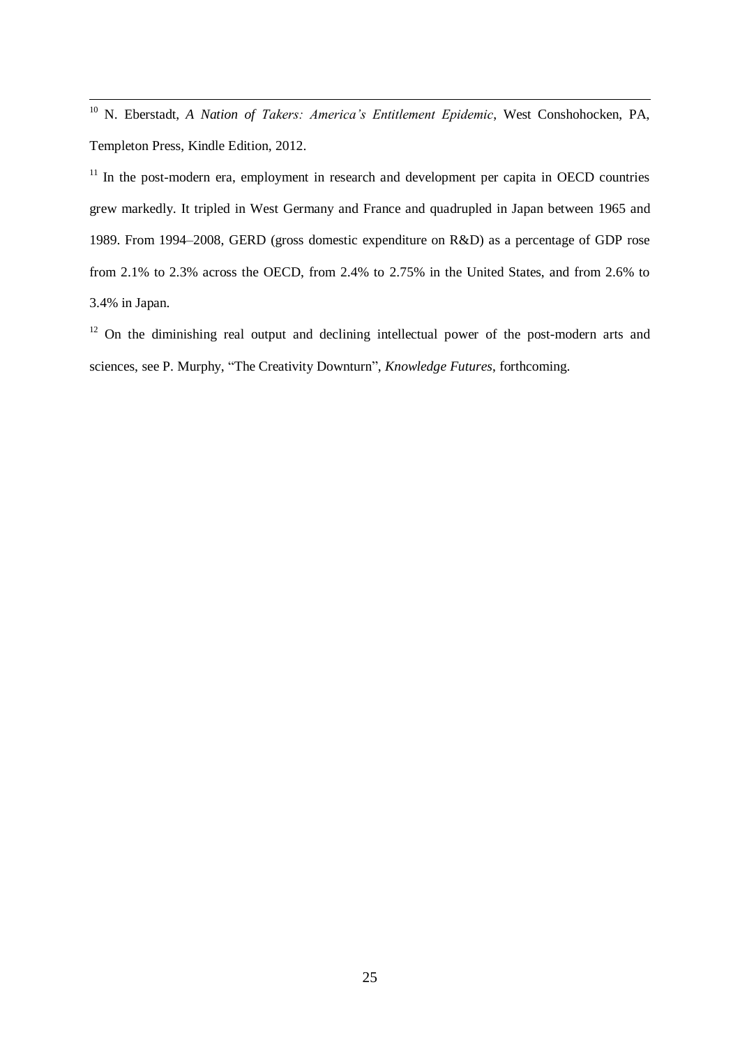[10] N. Eberstadt, *A Nation of Takers: America's Entitlement Epidemic*, West Conshohocken, PA, Templeton Press, Kindle Edition, 2012.

[11] In the post-modern era, employment in research and development per capita in OECD countries grew markedly. It tripled in West Germany and France and quadrupled in Japan between 1965 and 1989. From 1994–2008, GERD (gross domestic expenditure on R&D) as a percentage of GDP rose from 2.1% to 2.3% across the OECD, from 2.4% to 2.75% in the United States, and from 2.6% to 3.4% in Japan.

[12] On the diminishing real output and declining intellectual power of the post-modern arts and sciences, see P. Murphy, "The Creativity Downturn", *Knowledge Futures*, forthcoming.